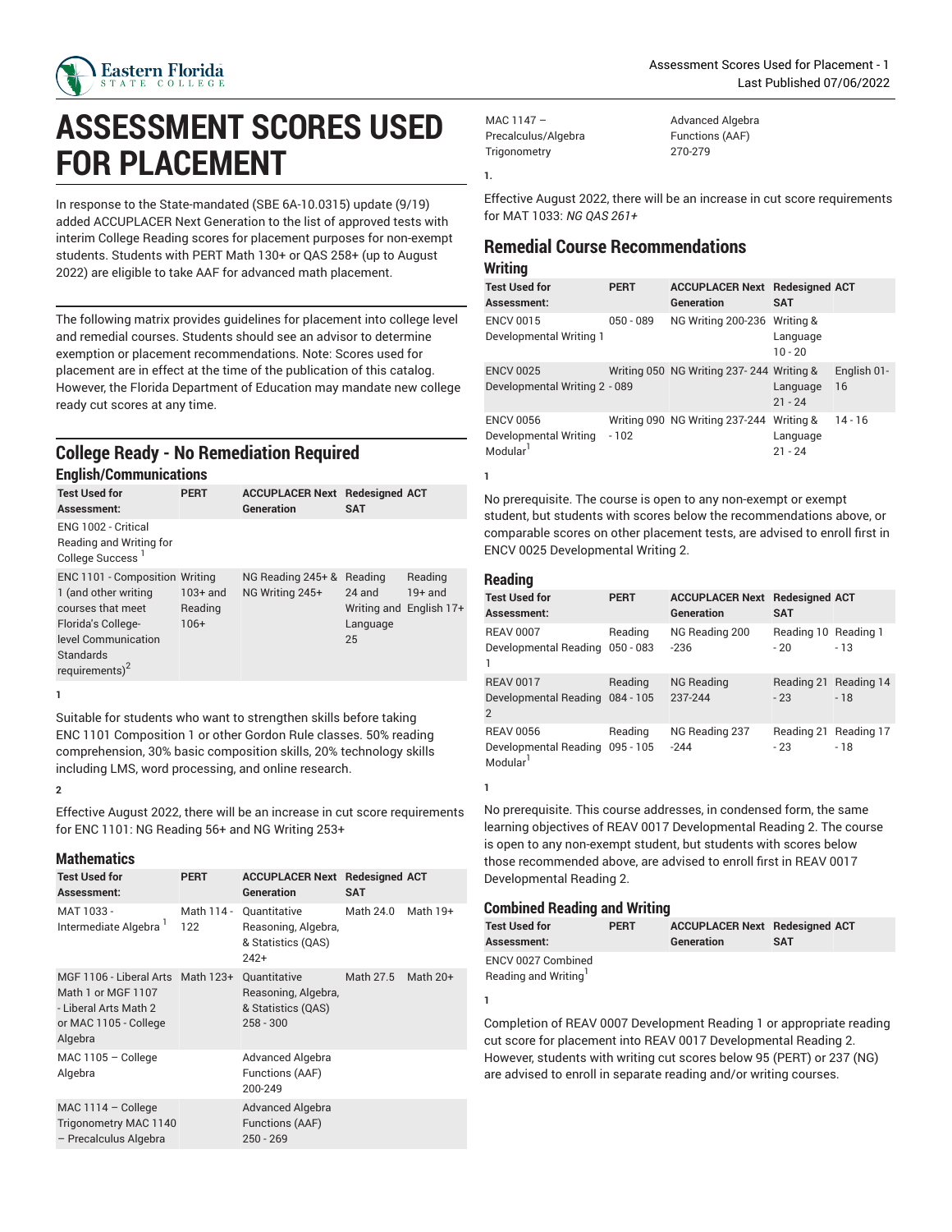# ASSESSMENT SCORES USED FOR PLACEMENT

In response to the State-mandated (SBE 6A-10.0315) update (9/19) added ACCUPLACER Next Generation to the list of approved tests with interim College Reading scores for placement purposes for non-exempt students. Students with PERT Math 130+ or QAS 258+ (up to August 2022) are eligible to take AAF for advanced math placement.

The following matrix provides guidelines for placement into college level and remedial courses. Students should see an advisor to determine exemption or placement recommendations. Note: Scores used for placement are in effect at the time of the publication of this catalog. However, the Florida Department of Education may mandate new college ready cut scores at any time.

## College Ready - No Remediation Required

### English/Communications

| Test Used for Assessment: | PERT | ACCUPLACER Next Generation | Redesigned SAT | ACT |
|---|---|---|---|---|
| ENG 1002 - Critical Reading and Writing for College Success [1] | | | | |
| ENC 1101 - Composition 1 (and other writing courses that meet Florida's College-level Communication Standards requirements)[2] | Writing 103+ and Reading 106+ | NG Reading 245+ & NG Writing 245+ | Reading 24 and Writing and Language 25 | Reading 19+ and English 17+ |

1

Suitable for students who want to strengthen skills before taking ENC 1101 Composition 1 or other Gordon Rule classes. 50% reading comprehension, 30% basic composition skills, 20% technology skills including LMS, word processing, and online research.

2

Effective August 2022, there will be an increase in cut score requirements for ENC 1101: NG Reading 56+ and NG Writing 253+

### Mathematics

| Test Used for Assessment: | PERT | ACCUPLACER Next Generation | Redesigned SAT | ACT |
|---|---|---|---|---|
| MAT 1033 - Intermediate Algebra [1] | Math 114 - 122 | Quantitative Reasoning, Algebra, & Statistics (QAS) 242+ | Math 24.0 | Math 19+ |
| MGF 1106 - Liberal Arts Math 1 or MGF 1107 - Liberal Arts Math 2 or MAC 1105 - College Algebra | Math 123+ | Quantitative Reasoning, Algebra, & Statistics (QAS) 258 - 300 | Math 27.5 | Math 20+ |
| MAC 1105 – College Algebra | | Advanced Algebra Functions (AAF) 200-249 | | |
| MAC 1114 – College Trigonometry MAC 1140 – Precalculus Algebra | | Advanced Algebra Functions (AAF) 250 - 269 | | |
| MAC 1147 – Precalculus/Algebra Trigonometry | | Advanced Algebra Functions (AAF) 270-279 | | |

1.

Effective August 2022, there will be an increase in cut score requirements for MAT 1033: *NG QAS 261+*

## Remedial Course Recommendations

### Writing

| Test Used for Assessment: | PERT | ACCUPLACER Next Generation | Redesigned SAT | ACT |
|---|---|---|---|---|
| ENCV 0015 Developmental Writing 1 | 050 - 089 | NG Writing 200-236 | Writing & Language 10 - 20 | |
| ENCV 0025 Developmental Writing 2 | Writing 050 - 089 | NG Writing 237- 244 | Writing & Language 21 - 24 | English 01-16 |
| ENCV 0056 Developmental Writing Modular[1] | Writing 090 - 102 | NG Writing 237-244 | Writing & Language 21 - 24 | 14 - 16 |

1

No prerequisite. The course is open to any non-exempt or exempt student, but students with scores below the recommendations above, or comparable scores on other placement tests, are advised to enroll first in ENCV 0025 Developmental Writing 2.

### Reading

| Test Used for Assessment: | PERT | ACCUPLACER Next Generation | Redesigned SAT | ACT |
|---|---|---|---|---|
| REAV 0007 Developmental Reading 1 | Reading 050 - 083 | NG Reading 200 -236 | Reading 10 - 20 | Reading 1 - 13 |
| REAV 0017 Developmental Reading 2 | Reading 084 - 105 | NG Reading 237-244 | Reading 21 - 23 | Reading 14 - 18 |
| REAV 0056 Developmental Reading Modular[1] | Reading 095 - 105 | NG Reading 237 -244 | Reading 21 - 23 | Reading 17 - 18 |

1

No prerequisite. This course addresses, in condensed form, the same learning objectives of REAV 0017 Developmental Reading 2. The course is open to any non-exempt student, but students with scores below those recommended above, are advised to enroll first in REAV 0017 Developmental Reading 2.

### Combined Reading and Writing

| Test Used for Assessment: | PERT | ACCUPLACER Next Generation | Redesigned SAT | ACT |
|---|---|---|---|---|
| ENCV 0027 Combined Reading and Writing[1] | | | | |

1

Completion of REAV 0007 Development Reading 1 or appropriate reading cut score for placement into REAV 0017 Developmental Reading 2. However, students with writing cut scores below 95 (PERT) or 237 (NG) are advised to enroll in separate reading and/or writing courses.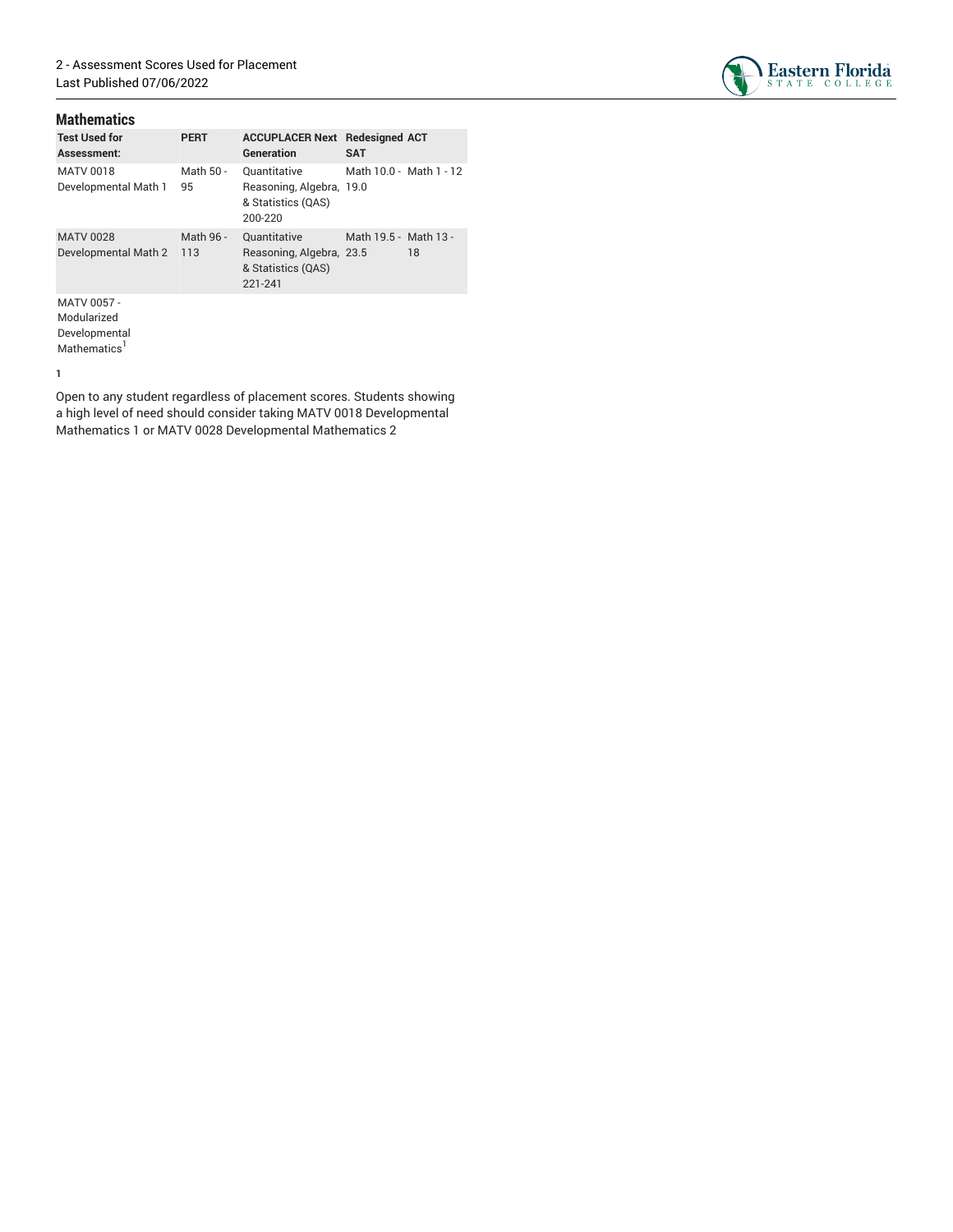## Mathematics

| Test Used for Assessment: | PERT | ACCUPLACER Next Generation | Redesigned SAT | ACT |
| --- | --- | --- | --- | --- |
| MATV 0018 Developmental Math 1 | Math 50 - 95 | Quantitative Reasoning, Algebra, & Statistics (QAS) 200-220 | Math 10.0 - 19.0 | Math 1 - 12 |
| MATV 0028 Developmental Math 2 | Math 96 - 113 | Quantitative Reasoning, Algebra, & Statistics (QAS) 221-241 | Math 19.5 - 23.5 | Math 13 - 18 |
| MATV 0057 - Modularized Developmental Mathematics[1] | | | | |

1

Open to any student regardless of placement scores. Students showing a high level of need should consider taking MATV 0018 Developmental Mathematics 1 or MATV 0028 Developmental Mathematics 2